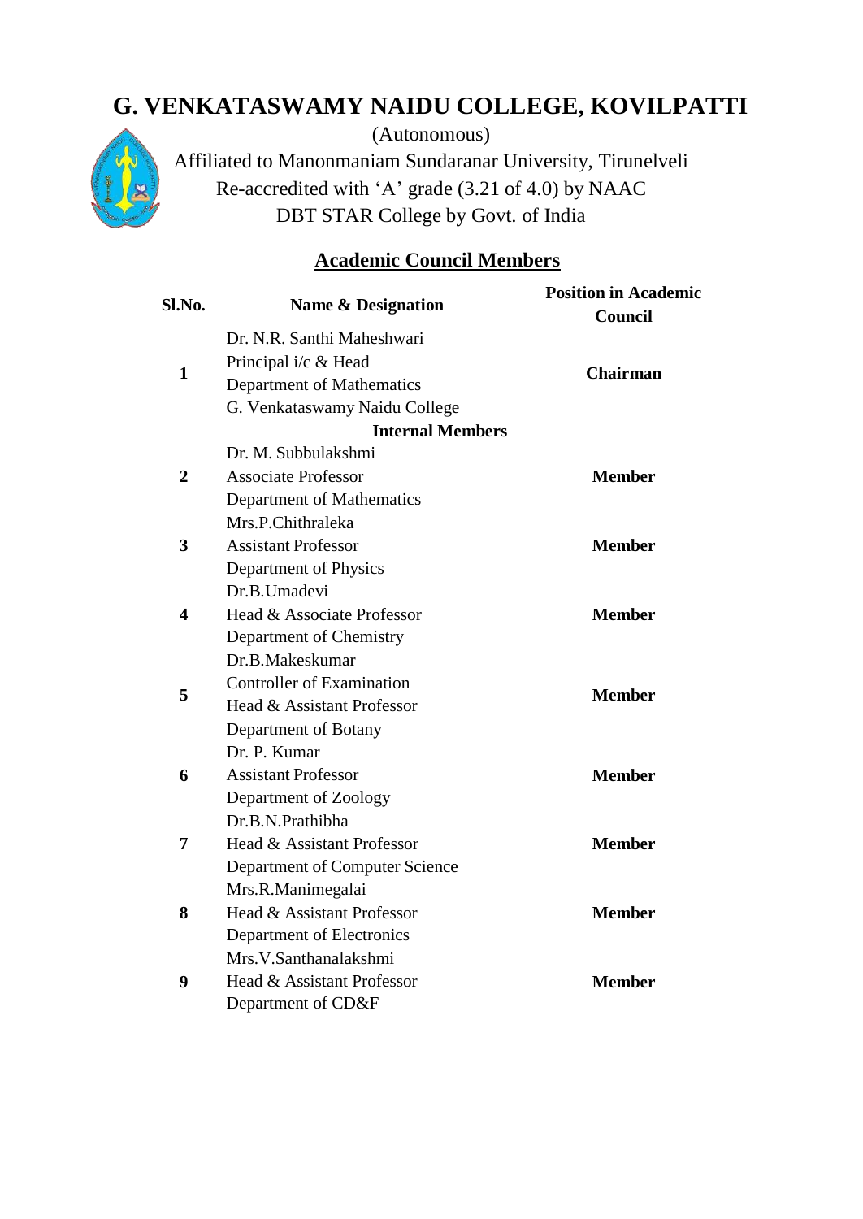# G. VENKATASWAMY NAIDU COLLEGE, KOVILPATTI

(Autonomous)

Affiliated to Manonmaniam Sundaranar University, Tirunelveli

Re-accredited with 'A' grade (3.21 of 4.0) by NAAC

DBT STAR College by Govt. of India

## Academic Council Members

| Sl.No. | Name & Designation | Position in Academic Council |
|---|---|---|
| **1** | Dr. N.R. Santhi Maheshwari<br>Principal i/c & Head<br>Department of Mathematics<br>G. Venkataswamy Naidu College | **Chairman** |
| | **Internal Members** | |
| **2** | Dr. M. Subbulakshmi<br>Associate Professor<br>Department of Mathematics | **Member** |
| **3** | Mrs.P.Chithraleka<br>Assistant Professor<br>Department of Physics | **Member** |
| **4** | Dr.B.Umadevi<br>Head & Associate Professor<br>Department of Chemistry | **Member** |
| **5** | Dr.B.Makeskumar<br>Controller of Examination<br>Head & Assistant Professor<br>Department of Botany | **Member** |
| **6** | Dr. P. Kumar<br>Assistant Professor<br>Department of Zoology | **Member** |
| **7** | Dr.B.N.Prathibha<br>Head & Assistant Professor<br>Department of Computer Science | **Member** |
| **8** | Mrs.R.Manimegalai<br>Head & Assistant Professor<br>Department of Electronics | **Member** |
| **9** | Mrs.V.Santhanalakshmi<br>Head & Assistant Professor<br>Department of CD&F | **Member** |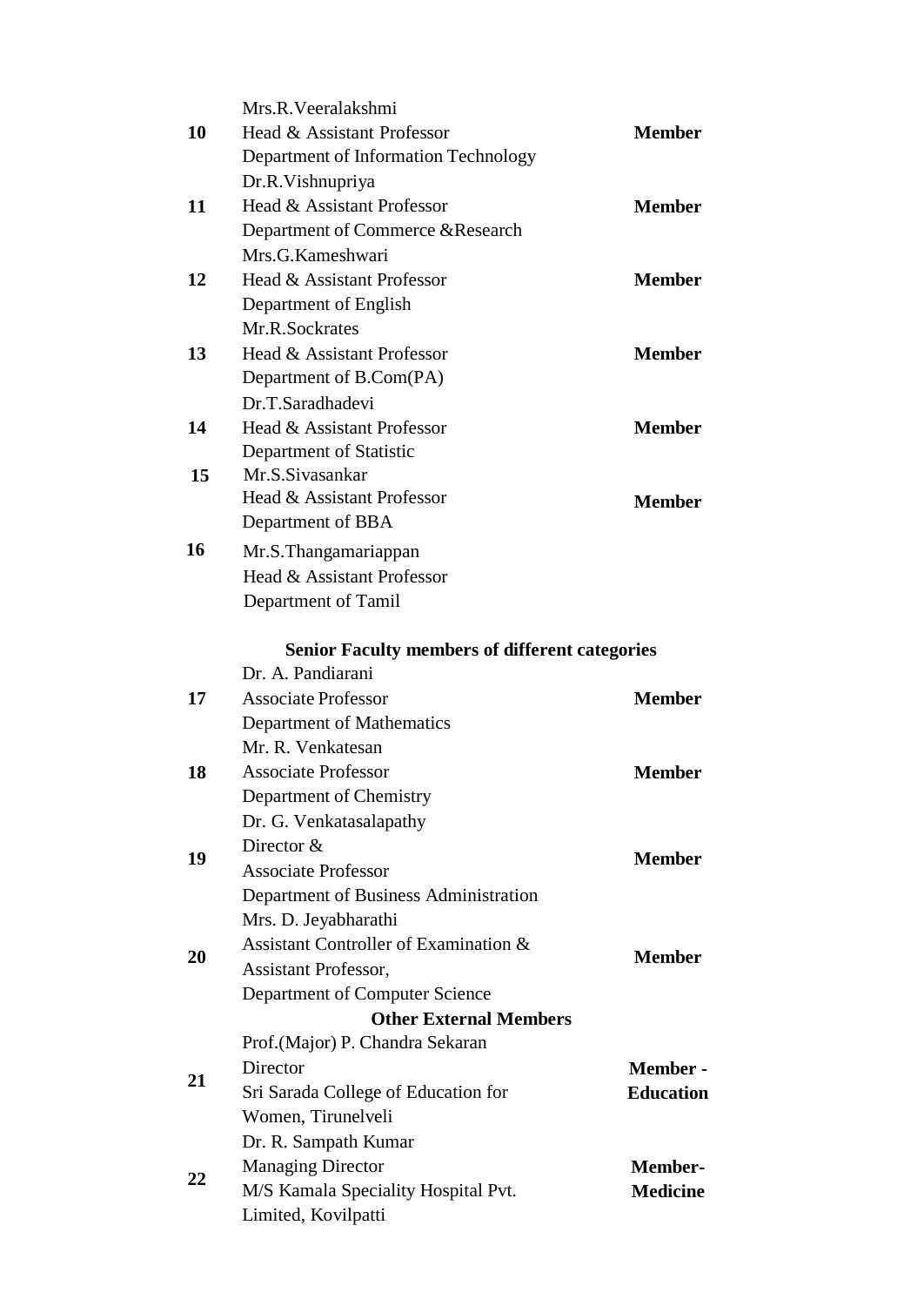| | | |
|---|---|---|
| 10 | Mrs.R.Veeralakshmi<br>Head & Assistant Professor<br>Department of Information Technology | **Member** |
| 11 | Dr.R.Vishnupriya<br>Head & Assistant Professor<br>Department of Commerce &Research | **Member** |
| 12 | Mrs.G.Kameshwari<br>Head & Assistant Professor<br>Department of English | **Member** |
| 13 | Mr.R.Sockrates<br>Head & Assistant Professor<br>Department of B.Com(PA) | **Member** |
| 14 | Dr.T.Saradhadevi<br>Head & Assistant Professor<br>Department of Statistic | **Member** |
| 15 | Mr.S.Sivasankar<br>Head & Assistant Professor<br>Department of BBA | **Member** |
| 16 | Mr.S.Thangamariappan<br>Head & Assistant Professor<br>Department of Tamil | |
| | **Senior Faculty members of different categories** | |
| 17 | Dr. A. Pandiarani<br>Associate Professor<br>Department of Mathematics | **Member** |
| 18 | Mr. R. Venkatesan<br>Associate Professor<br>Department of Chemistry | **Member** |
| 19 | Dr. G. Venkatasalapathy<br>Director &<br>Associate Professor<br>Department of Business Administration | **Member** |
| 20 | Mrs. D. Jeyabharathi<br>Assistant Controller of Examination &<br>Assistant Professor,<br>Department of Computer Science | **Member** |
| | **Other External Members** | |
| 21 | Prof.(Major) P. Chandra Sekaran<br>Director<br>Sri Sarada College of Education for Women, Tirunelveli | **Member - Education** |
| 22 | Dr. R. Sampath Kumar<br>Managing Director<br>M/S Kamala Speciality Hospital Pvt. Limited, Kovilpatti | **Member- Medicine** |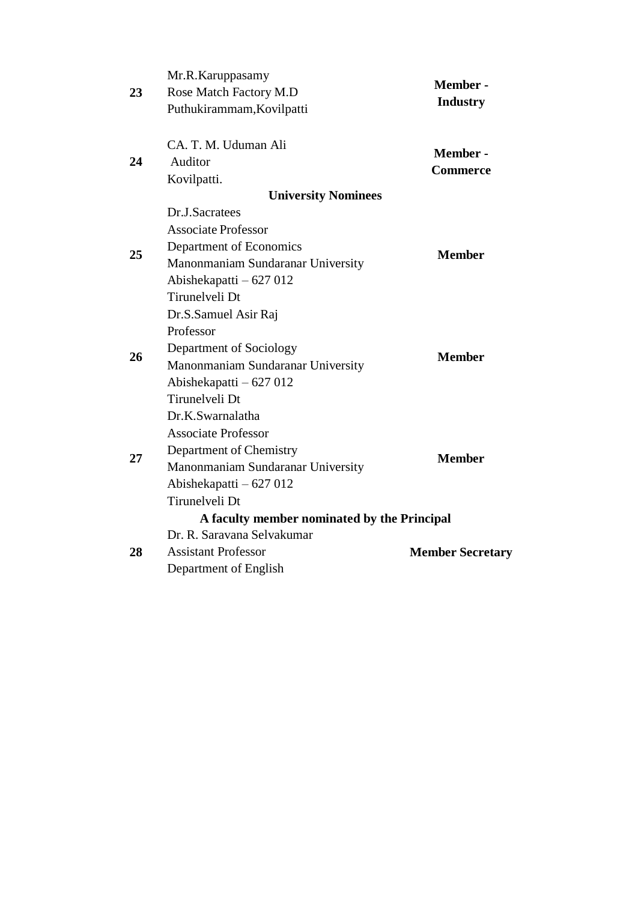| | | |
|---|---|---|
| **23** | Mr.R.Karuppasamy<br>Rose Match Factory M.D<br>Puthukirammam,Kovilpatti | **Member - Industry** |
| **24** | CA. T. M. Uduman Ali<br>Auditor<br>Kovilpatti. | **Member - Commerce** |
| | **University Nominees** | |
| **25** | Dr.J.Sacratees<br>Associate Professor<br>Department of Economics<br>Manonmaniam Sundaranar University<br>Abishekapatti – 627 012<br>Tirunelveli Dt | **Member** |
| **26** | Dr.S.Samuel Asir Raj<br>Professor<br>Department of Sociology<br>Manonmaniam Sundaranar University<br>Abishekapatti – 627 012<br>Tirunelveli Dt | **Member** |
| **27** | Dr.K.Swarnalatha<br>Associate Professor<br>Department of Chemistry<br>Manonmaniam Sundaranar University<br>Abishekapatti – 627 012<br>Tirunelveli Dt | **Member** |
| | **A faculty member nominated by the Principal** | |
| **28** | Dr. R. Saravana Selvakumar<br>Assistant Professor<br>Department of English | **Member Secretary** |